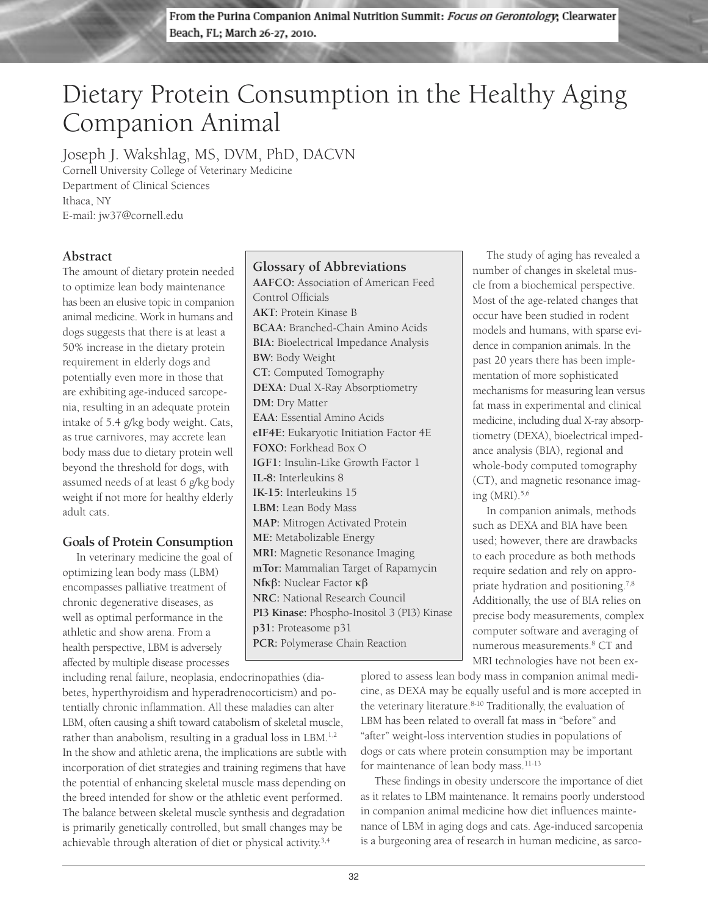From the Purina Companion Animal Nutrition Summit: *Focus on Gerontology*; Clearwater Beach, FL; March 26-27, 2010.

# Dietary Protein Consumption in the Healthy Aging Companion Animal

Joseph J. Wakshlag, MS, DVM, PhD, DACVN
Cornell University College of Veterinary Medicine
Department of Clinical Sciences
Ithaca, NY
E-mail: jw37@cornell.edu

## Abstract

The amount of dietary protein needed to optimize lean body maintenance has been an elusive topic in companion animal medicine. Work in humans and dogs suggests that there is at least a 50% increase in the dietary protein requirement in elderly dogs and potentially even more in those that are exhibiting age-induced sarcopenia, resulting in an adequate protein intake of 5.4 g/kg body weight. Cats, as true carnivores, may accrete lean body mass due to dietary protein well beyond the threshold for dogs, with assumed needs of at least 6 g/kg body weight if not more for healthy elderly adult cats.

### Glossary of Abbreviations

**AAFCO:** Association of American Feed Control Officials
**AKT:** Protein Kinase B
**BCAA:** Branched-Chain Amino Acids
**BIA:** Bioelectrical Impedance Analysis
**BW:** Body Weight
**CT:** Computed Tomography
**DEXA:** Dual X-Ray Absorptiometry
**DM:** Dry Matter
**EAA:** Essential Amino Acids
**eIF4E:** Eukaryotic Initiation Factor 4E
**FOXO:** Forkhead Box O
**IGF1:** Insulin-Like Growth Factor 1
**IL-8:** Interleukins 8
**IK-15:** Interleukins 15
**LBM:** Lean Body Mass
**MAP:** Mitrogen Activated Protein
**ME:** Metabolizable Energy
**MRI:** Magnetic Resonance Imaging
**mTor:** Mammalian Target of Rapamycin
**Nfκβ:** Nuclear Factor κβ
**NRC:** National Research Council
**PI3 Kinase:** Phospho-Inositol 3 (PI3) Kinase
**p31:** Proteasome p31
**PCR:** Polymerase Chain Reaction

## Goals of Protein Consumption

In veterinary medicine the goal of optimizing lean body mass (LBM) encompasses palliative treatment of chronic degenerative diseases, as well as optimal performance in the athletic and show arena. From a health perspective, LBM is adversely affected by multiple disease processes including renal failure, neoplasia, endocrinopathies (diabetes, hyperthyroidism and hyperadrenocorticism) and potentially chronic inflammation. All these maladies can alter LBM, often causing a shift toward catabolism of skeletal muscle, rather than anabolism, resulting in a gradual loss in LBM.[1,2] In the show and athletic arena, the implications are subtle with incorporation of diet strategies and training regimens that have the potential of enhancing skeletal muscle mass depending on the breed intended for show or the athletic event performed. The balance between skeletal muscle synthesis and degradation is primarily genetically controlled, but small changes may be achievable through alteration of diet or physical activity.[3,4]

The study of aging has revealed a number of changes in skeletal muscle from a biochemical perspective. Most of the age-related changes that occur have been studied in rodent models and humans, with sparse evidence in companion animals. In the past 20 years there has been implementation of more sophisticated mechanisms for measuring lean versus fat mass in experimental and clinical medicine, including dual X-ray absorptiometry (DEXA), bioelectrical impedance analysis (BIA), regional and whole-body computed tomography (CT), and magnetic resonance imaging (MRI).[5,6]

In companion animals, methods such as DEXA and BIA have been used; however, there are drawbacks to each procedure as both methods require sedation and rely on appropriate hydration and positioning.[7,8] Additionally, the use of BIA relies on precise body measurements, complex computer software and averaging of numerous measurements.[8] CT and MRI technologies have not been explored to assess lean body mass in companion animal medicine, as DEXA may be equally useful and is more accepted in the veterinary literature.[8-10] Traditionally, the evaluation of LBM has been related to overall fat mass in "before" and "after" weight-loss intervention studies in populations of dogs or cats where protein consumption may be important for maintenance of lean body mass.[11-13]

These findings in obesity underscore the importance of diet as it relates to LBM maintenance. It remains poorly understood in companion animal medicine how diet influences maintenance of LBM in aging dogs and cats. Age-induced sarcopenia is a burgeoning area of research in human medicine, as sarco-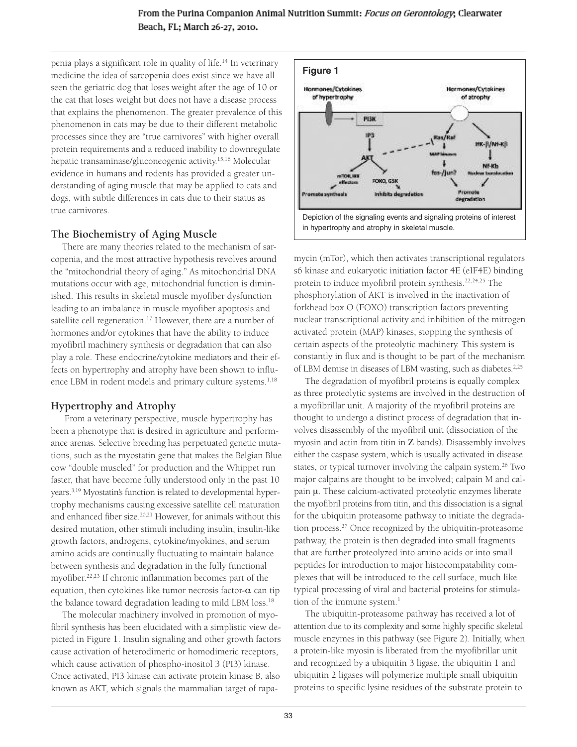penia plays a significant role in quality of life.[14] In veterinary medicine the idea of sarcopenia does exist since we have all seen the geriatric dog that loses weight after the age of 10 or the cat that loses weight but does not have a disease process that explains the phenomenon. The greater prevalence of this phenomenon in cats may be due to their different metabolic processes since they are "true carnivores" with higher overall protein requirements and a reduced inability to downregulate hepatic transaminase/gluconeogenic activity.[15,16] Molecular evidence in humans and rodents has provided a greater understanding of aging muscle that may be applied to cats and dogs, with subtle differences in cats due to their status as true carnivores.

## The Biochemistry of Aging Muscle

There are many theories related to the mechanism of sarcopenia, and the most attractive hypothesis revolves around the "mitochondrial theory of aging." As mitochondrial DNA mutations occur with age, mitochondrial function is diminished. This results in skeletal muscle myofiber dysfunction leading to an imbalance in muscle myofiber apoptosis and satellite cell regeneration.[17] However, there are a number of hormones and/or cytokines that have the ability to induce myofibril machinery synthesis or degradation that can also play a role. These endocrine/cytokine mediators and their effects on hypertrophy and atrophy have been shown to influence LBM in rodent models and primary culture systems.[1,18]

## Hypertrophy and Atrophy

From a veterinary perspective, muscle hypertrophy has been a phenotype that is desired in agriculture and performance arenas. Selective breeding has perpetuated genetic mutations, such as the myostatin gene that makes the Belgian Blue cow "double muscled" for production and the Whippet run faster, that have become fully understood only in the past 10 years.[3,19] Myostatin's function is related to developmental hypertrophy mechanisms causing excessive satellite cell maturation and enhanced fiber size.[20,21] However, for animals without this desired mutation, other stimuli including insulin, insulin-like growth factors, androgens, cytokine/myokines, and serum amino acids are continually fluctuating to maintain balance between synthesis and degradation in the fully functional myofiber.[22,23] If chronic inflammation becomes part of the equation, then cytokines like tumor necrosis factor-$\alpha$ can tip the balance toward degradation leading to mild LBM loss.[18]

The molecular machinery involved in promotion of myofibril synthesis has been elucidated with a simplistic view depicted in Figure 1. Insulin signaling and other growth factors cause activation of heterodimeric or homodimeric receptors, which cause activation of phospho-inositol 3 (PI3) kinase. Once activated, PI3 kinase can activate protein kinase B, also known as AKT, which signals the mammalian target of rapamycin (mTor), which then activates transcriptional regulators s6 kinase and eukaryotic initiation factor 4E (eIF4E) binding protein to induce myofibril protein synthesis.[22,24,25] The phosphorylation of AKT is involved in the inactivation of forkhead box O (FOXO) transcription factors preventing nuclear transcriptional activity and inhibition of the mitrogen activated protein (MAP) kinases, stopping the synthesis of certain aspects of the proteolytic machinery. This system is constantly in flux and is thought to be part of the mechanism of LBM demise in diseases of LBM wasting, such as diabetes.[2,25]

**Figure 1**

Depiction of the signaling events and signaling proteins of interest in hypertrophy and atrophy in skeletal muscle.

The degradation of myofibril proteins is equally complex as three proteolytic systems are involved in the destruction of a myofibrillar unit. A majority of the myofibril proteins are thought to undergo a distinct process of degradation that involves disassembly of the myofibril unit (dissociation of the myosin and actin from titin in Z bands). Disassembly involves either the caspase system, which is usually activated in disease states, or typical turnover involving the calpain system.[26] Two major calpains are thought to be involved; calpain M and calpain μ. These calcium-activated proteolytic enzymes liberate the myofibril proteins from titin, and this dissociation is a signal for the ubiquitin proteasome pathway to initiate the degradation process.[27] Once recognized by the ubiquitin-proteasome pathway, the protein is then degraded into small fragments that are further proteolyzed into amino acids or into small peptides for introduction to major histocompatability complexes that will be introduced to the cell surface, much like typical processing of viral and bacterial proteins for stimulation of the immune system.[1]

The ubiquitin-proteasome pathway has received a lot of attention due to its complexity and some highly specific skeletal muscle enzymes in this pathway (see Figure 2). Initially, when a protein-like myosin is liberated from the myofibrillar unit and recognized by a ubiquitin 3 ligase, the ubiquitin 1 and ubiquitin 2 ligases will polymerize multiple small ubiquitin proteins to specific lysine residues of the substrate protein to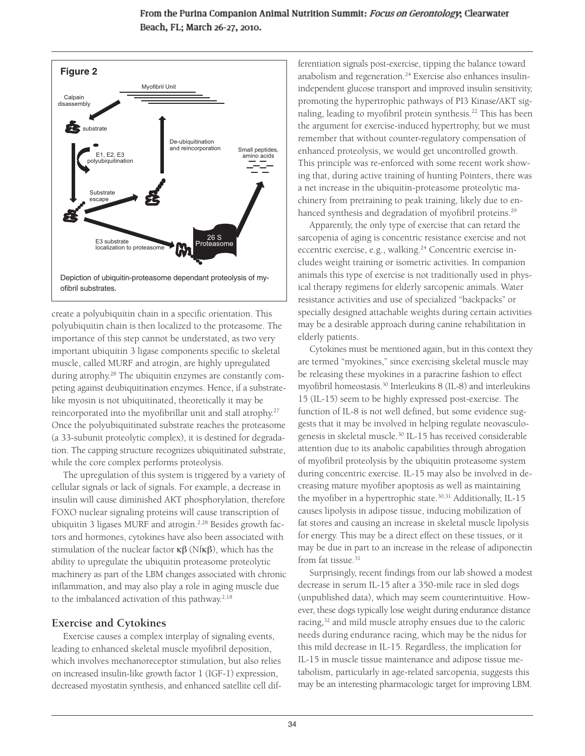**Figure 2**

Depiction of ubiquitin-proteasome dependant proteolysis of myofibril substrates.

create a polyubiquitin chain in a specific orientation. This polyubiquitin chain is then localized to the proteasome. The importance of this step cannot be understated, as two very important ubiquitin 3 ligase components specific to skeletal muscle, called MURF and atrogin, are highly upregulated during atrophy.[28] The ubiquitin enzymes are constantly competing against deubiquitination enzymes. Hence, if a substrate-like myosin is not ubiquitinated, theoretically it may be reincorporated into the myofibrillar unit and stall atrophy.[27] Once the polyubiquitinated substrate reaches the proteasome (a 33-subunit proteolytic complex), it is destined for degradation. The capping structure recognizes ubiquitinated substrate, while the core complex performs proteolysis.

The upregulation of this system is triggered by a variety of cellular signals or lack of signals. For example, a decrease in insulin will cause diminished AKT phosphorylation, therefore FOXO nuclear signaling proteins will cause transcription of ubiquitin 3 ligases MURF and atrogin.[2,28] Besides growth factors and hormones, cytokines have also been associated with stimulation of the nuclear factor κβ (Nfκβ), which has the ability to upregulate the ubiquitin proteasome proteolytic machinery as part of the LBM changes associated with chronic inflammation, and may also play a role in aging muscle due to the imbalanced activation of this pathway.[2,18]

## Exercise and Cytokines

Exercise causes a complex interplay of signaling events, leading to enhanced skeletal muscle myofibril deposition, which involves mechanoreceptor stimulation, but also relies on increased insulin-like growth factor 1 (IGF-1) expression, decreased myostatin synthesis, and enhanced satellite cell differentiation signals post-exercise, tipping the balance toward anabolism and regeneration.[24] Exercise also enhances insulin-independent glucose transport and improved insulin sensitivity, promoting the hypertrophic pathways of PI3 Kinase/AKT signaling, leading to myofibril protein synthesis.[22] This has been the argument for exercise-induced hypertrophy, but we must remember that without counter-regulatory compensation of enhanced proteolysis, we would get uncontrolled growth. This principle was re-enforced with some recent work showing that, during active training of hunting Pointers, there was a net increase in the ubiquitin-proteasome proteolytic machinery from pretraining to peak training, likely due to enhanced synthesis and degradation of myofibril proteins.[29]

Apparently, the only type of exercise that can retard the sarcopenia of aging is concentric resistance exercise and not eccentric exercise, e.g., walking.[24] Concentric exercise includes weight training or isometric activities. In companion animals this type of exercise is not traditionally used in physical therapy regimens for elderly sarcopenic animals. Water resistance activities and use of specialized "backpacks" or specially designed attachable weights during certain activities may be a desirable approach during canine rehabilitation in elderly patients.

Cytokines must be mentioned again, but in this context they are termed "myokines," since exercising skeletal muscle may be releasing these myokines in a paracrine fashion to effect myofibril homeostasis.[30] Interleukins 8 (IL-8) and interleukins 15 (IL-15) seem to be highly expressed post-exercise. The function of IL-8 is not well defined, but some evidence suggests that it may be involved in helping regulate neovasculogenesis in skeletal muscle.[30] IL-15 has received considerable attention due to its anabolic capabilities through abrogation of myofibril proteolysis by the ubiquitin proteasome system during concentric exercise. IL-15 may also be involved in decreasing mature myofiber apoptosis as well as maintaining the myofiber in a hypertrophic state.[30,31] Additionally, IL-15 causes lipolysis in adipose tissue, inducing mobilization of fat stores and causing an increase in skeletal muscle lipolysis for energy. This may be a direct effect on these tissues, or it may be due in part to an increase in the release of adiponectin from fat tissue.[31]

Surprisingly, recent findings from our lab showed a modest decrease in serum IL-15 after a 350-mile race in sled dogs (unpublished data), which may seem counterintuitive. However, these dogs typically lose weight during endurance distance racing,[32] and mild muscle atrophy ensues due to the caloric needs during endurance racing, which may be the nidus for this mild decrease in IL-15. Regardless, the implication for IL-15 in muscle tissue maintenance and adipose tissue metabolism, particularly in age-related sarcopenia, suggests this may be an interesting pharmacologic target for improving LBM.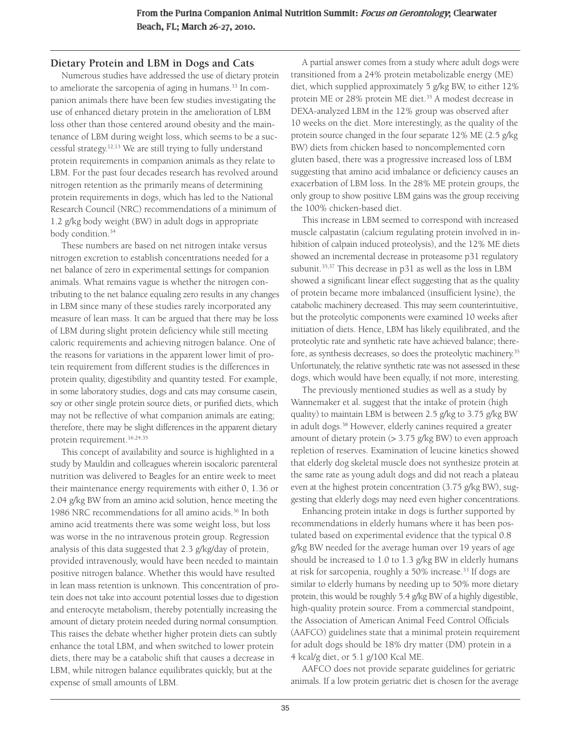## Dietary Protein and LBM in Dogs and Cats

Numerous studies have addressed the use of dietary protein to ameliorate the sarcopenia of aging in humans.[33] In companion animals there have been few studies investigating the use of enhanced dietary protein in the amelioration of LBM loss other than those centered around obesity and the maintenance of LBM during weight loss, which seems to be a successful strategy.[12,13] We are still trying to fully understand protein requirements in companion animals as they relate to LBM. For the past four decades research has revolved around nitrogen retention as the primarily means of determining protein requirements in dogs, which has led to the National Research Council (NRC) recommendations of a minimum of 1.2 g/kg body weight (BW) in adult dogs in appropriate body condition.[34]

These numbers are based on net nitrogen intake versus nitrogen excretion to establish concentrations needed for a net balance of zero in experimental settings for companion animals. What remains vague is whether the nitrogen contributing to the net balance equaling zero results in any changes in LBM since many of these studies rarely incorporated any measure of lean mass. It can be argued that there may be loss of LBM during slight protein deficiency while still meeting caloric requirements and achieving nitrogen balance. One of the reasons for variations in the apparent lower limit of protein requirement from different studies is the differences in protein quality, digestibility and quantity tested. For example, in some laboratory studies, dogs and cats may consume casein, soy or other single protein source diets, or purified diets, which may not be reflective of what companion animals are eating; therefore, there may be slight differences in the apparent dietary protein requirement.[16,24,35]

This concept of availability and source is highlighted in a study by Mauldin and colleagues wherein isocaloric parenteral nutrition was delivered to Beagles for an entire week to meet their maintenance energy requirements with either 0, 1.36 or 2.04 g/kg BW from an amino acid solution, hence meeting the 1986 NRC recommendations for all amino acids.[36] In both amino acid treatments there was some weight loss, but loss was worse in the no intravenous protein group. Regression analysis of this data suggested that 2.3 g/kg/day of protein, provided intravenously, would have been needed to maintain positive nitrogen balance. Whether this would have resulted in lean mass retention is unknown. This concentration of protein does not take into account potential losses due to digestion and enterocyte metabolism, thereby potentially increasing the amount of dietary protein needed during normal consumption. This raises the debate whether higher protein diets can subtly enhance the total LBM, and when switched to lower protein diets, there may be a catabolic shift that causes a decrease in LBM, while nitrogen balance equilibrates quickly, but at the expense of small amounts of LBM.

A partial answer comes from a study where adult dogs were transitioned from a 24% protein metabolizable energy (ME) diet, which supplied approximately 5 g/kg BW, to either 12% protein ME or 28% protein ME diet.[35] A modest decrease in DEXA-analyzed LBM in the 12% group was observed after 10 weeks on the diet. More interestingly, as the quality of the protein source changed in the four separate 12% ME (2.5 g/kg BW) diets from chicken based to noncomplemented corn gluten based, there was a progressive increased loss of LBM suggesting that amino acid imbalance or deficiency causes an exacerbation of LBM loss. In the 28% ME protein groups, the only group to show positive LBM gains was the group receiving the 100% chicken-based diet.

This increase in LBM seemed to correspond with increased muscle calpastatin (calcium regulating protein involved in inhibition of calpain induced proteolysis), and the 12% ME diets showed an incremental decrease in proteasome p31 regulatory subunit.[35,37] This decrease in p31 as well as the loss in LBM showed a significant linear effect suggesting that as the quality of the protein became more imbalanced (insufficient lysine), the catabolic machinery decreased. This may seem counterintuitive, but the proteolytic components were examined 10 weeks after initiation of diets. Hence, LBM has likely equilibrated, and the proteolytic rate and synthetic rate have achieved balance; therefore, as synthesis decreases, so does the proteolytic machinery.[35] Unfortunately, the relative synthetic rate was not assessed in these dogs, which would have been equally, if not more, interesting.

The previously mentioned studies as well as a study by Wannemaker et al. suggest that the intake of protein (high quality) to maintain LBM is between 2.5 g/kg to 3.75 g/kg BW in adult dogs.[38] However, elderly canines required a greater amount of dietary protein (> 3.75 g/kg BW) to even approach repletion of reserves. Examination of leucine kinetics showed that elderly dog skeletal muscle does not synthesize protein at the same rate as young adult dogs and did not reach a plateau even at the highest protein concentration (3.75 g/kg BW), suggesting that elderly dogs may need even higher concentrations.

Enhancing protein intake in dogs is further supported by recommendations in elderly humans where it has been postulated based on experimental evidence that the typical 0.8 g/kg BW needed for the average human over 19 years of age should be increased to 1.0 to 1.3 g/kg BW in elderly humans at risk for sarcopenia, roughly a 50% increase.[33] If dogs are similar to elderly humans by needing up to 50% more dietary protein, this would be roughly 5.4 g/kg BW of a highly digestible, high-quality protein source. From a commercial standpoint, the Association of American Animal Feed Control Officials (AAFCO) guidelines state that a minimal protein requirement for adult dogs should be 18% dry matter (DM) protein in a 4 kcal/g diet, or 5.1 g/100 Kcal ME.

AAFCO does not provide separate guidelines for geriatric animals. If a low protein geriatric diet is chosen for the average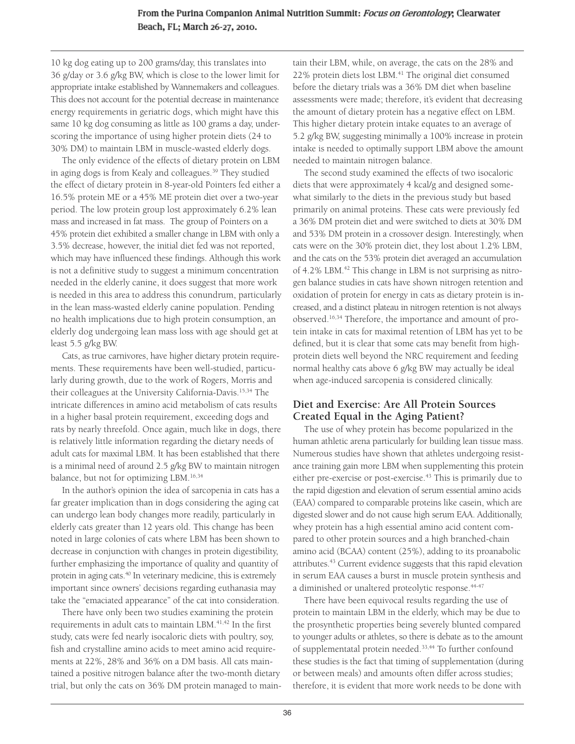10 kg dog eating up to 200 grams/day, this translates into 36 g/day or 3.6 g/kg BW, which is close to the lower limit for appropriate intake established by Wannemakers and colleagues. This does not account for the potential decrease in maintenance energy requirements in geriatric dogs, which might have this same 10 kg dog consuming as little as 100 grams a day, underscoring the importance of using higher protein diets (24 to 30% DM) to maintain LBM in muscle-wasted elderly dogs.

The only evidence of the effects of dietary protein on LBM in aging dogs is from Kealy and colleagues.[39] They studied the effect of dietary protein in 8-year-old Pointers fed either a 16.5% protein ME or a 45% ME protein diet over a two-year period. The low protein group lost approximately 6.2% lean mass and increased in fat mass. The group of Pointers on a 45% protein diet exhibited a smaller change in LBM with only a 3.5% decrease, however, the initial diet fed was not reported, which may have influenced these findings. Although this work is not a definitive study to suggest a minimum concentration needed in the elderly canine, it does suggest that more work is needed in this area to address this conundrum, particularly in the lean mass-wasted elderly canine population. Pending no health implications due to high protein consumption, an elderly dog undergoing lean mass loss with age should get at least 5.5 g/kg BW.

Cats, as true carnivores, have higher dietary protein requirements. These requirements have been well-studied, particularly during growth, due to the work of Rogers, Morris and their colleagues at the University California-Davis.[15,34] The intricate differences in amino acid metabolism of cats results in a higher basal protein requirement, exceeding dogs and rats by nearly threefold. Once again, much like in dogs, there is relatively little information regarding the dietary needs of adult cats for maximal LBM. It has been established that there is a minimal need of around 2.5 g/kg BW to maintain nitrogen balance, but not for optimizing LBM.[16,34]

In the author's opinion the idea of sarcopenia in cats has a far greater implication than in dogs considering the aging cat can undergo lean body changes more readily, particularly in elderly cats greater than 12 years old. This change has been noted in large colonies of cats where LBM has been shown to decrease in conjunction with changes in protein digestibility, further emphasizing the importance of quality and quantity of protein in aging cats.[40] In veterinary medicine, this is extremely important since owners' decisions regarding euthanasia may take the "emaciated appearance" of the cat into consideration.

There have only been two studies examining the protein requirements in adult cats to maintain LBM.[41,42] In the first study, cats were fed nearly isocaloric diets with poultry, soy, fish and crystalline amino acids to meet amino acid requirements at 22%, 28% and 36% on a DM basis. All cats maintained a positive nitrogen balance after the two-month dietary trial, but only the cats on 36% DM protein managed to maintain their LBM, while, on average, the cats on the 28% and 22% protein diets lost LBM.[41] The original diet consumed before the dietary trials was a 36% DM diet when baseline assessments were made; therefore, it's evident that decreasing the amount of dietary protein has a negative effect on LBM. This higher dietary protein intake equates to an average of 5.2 g/kg BW, suggesting minimally a 100% increase in protein intake is needed to optimally support LBM above the amount needed to maintain nitrogen balance.

The second study examined the effects of two isocaloric diets that were approximately 4 kcal/g and designed somewhat similarly to the diets in the previous study but based primarily on animal proteins. These cats were previously fed a 36% DM protein diet and were switched to diets at 30% DM and 53% DM protein in a crossover design. Interestingly, when cats were on the 30% protein diet, they lost about 1.2% LBM, and the cats on the 53% protein diet averaged an accumulation of 4.2% LBM.[42] This change in LBM is not surprising as nitrogen balance studies in cats have shown nitrogen retention and oxidation of protein for energy in cats as dietary protein is increased, and a distinct plateau in nitrogen retention is not always observed.[16,34] Therefore, the importance and amount of protein intake in cats for maximal retention of LBM has yet to be defined, but it is clear that some cats may benefit from high-protein diets well beyond the NRC requirement and feeding normal healthy cats above 6 g/kg BW may actually be ideal when age-induced sarcopenia is considered clinically.

## Diet and Exercise: Are All Protein Sources Created Equal in the Aging Patient?

The use of whey protein has become popularized in the human athletic arena particularly for building lean tissue mass. Numerous studies have shown that athletes undergoing resistance training gain more LBM when supplementing this protein either pre-exercise or post-exercise.[43] This is primarily due to the rapid digestion and elevation of serum essential amino acids (EAA) compared to comparable proteins like casein, which are digested slower and do not cause high serum EAA. Additionally, whey protein has a high essential amino acid content compared to other protein sources and a high branched-chain amino acid (BCAA) content (25%), adding to its proanabolic attributes.[43] Current evidence suggests that this rapid elevation in serum EAA causes a burst in muscle protein synthesis and a diminished or unaltered proteolytic response.[44-47]

There have been equivocal results regarding the use of protein to maintain LBM in the elderly, which may be due to the prosynthetic properties being severely blunted compared to younger adults or athletes, so there is debate as to the amount of supplementatal protein needed.[33,44] To further confound these studies is the fact that timing of supplementation (during or between meals) and amounts often differ across studies; therefore, it is evident that more work needs to be done with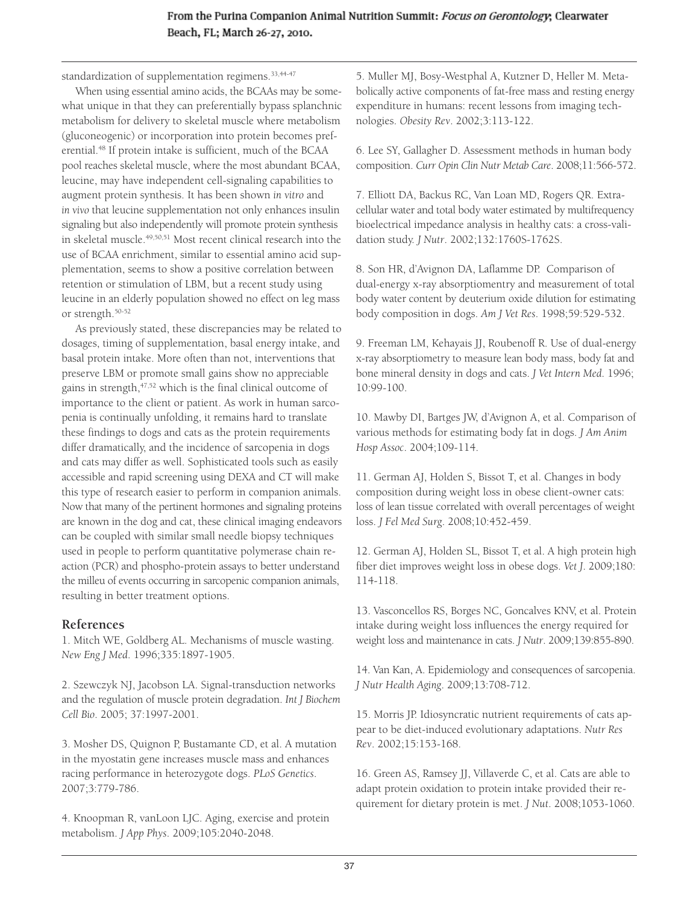standardization of supplementation regimens.[33,44-47]

When using essential amino acids, the BCAAs may be somewhat unique in that they can preferentially bypass splanchnic metabolism for delivery to skeletal muscle where metabolism (gluconeogenic) or incorporation into protein becomes preferential.[48] If protein intake is sufficient, much of the BCAA pool reaches skeletal muscle, where the most abundant BCAA, leucine, may have independent cell-signaling capabilities to augment protein synthesis. It has been shown *in vitro* and *in vivo* that leucine supplementation not only enhances insulin signaling but also independently will promote protein synthesis in skeletal muscle.[49,50,51] Most recent clinical research into the use of BCAA enrichment, similar to essential amino acid supplementation, seems to show a positive correlation between retention or stimulation of LBM, but a recent study using leucine in an elderly population showed no effect on leg mass or strength.[50-52]

As previously stated, these discrepancies may be related to dosages, timing of supplementation, basal energy intake, and basal protein intake. More often than not, interventions that preserve LBM or promote small gains show no appreciable gains in strength,[47,52] which is the final clinical outcome of importance to the client or patient. As work in human sarcopenia is continually unfolding, it remains hard to translate these findings to dogs and cats as the protein requirements differ dramatically, and the incidence of sarcopenia in dogs and cats may differ as well. Sophisticated tools such as easily accessible and rapid screening using DEXA and CT will make this type of research easier to perform in companion animals. Now that many of the pertinent hormones and signaling proteins are known in the dog and cat, these clinical imaging endeavors can be coupled with similar small needle biopsy techniques used in people to perform quantitative polymerase chain reaction (PCR) and phospho-protein assays to better understand the milleu of events occurring in sarcopenic companion animals, resulting in better treatment options.

## References

1. Mitch WE, Goldberg AL. Mechanisms of muscle wasting. *New Eng J Med*. 1996;335:1897-1905.

2. Szewczyk NJ, Jacobson LA. Signal-transduction networks and the regulation of muscle protein degradation. *Int J Biochem Cell Bio*. 2005; 37:1997-2001.

3. Mosher DS, Quignon P, Bustamante CD, et al. A mutation in the myostatin gene increases muscle mass and enhances racing performance in heterozygote dogs. *PLoS Genetics*. 2007;3:779-786.

4. Knoopman R, vanLoon LJC. Aging, exercise and protein metabolism. *J App Phys*. 2009;105:2040-2048.

5. Muller MJ, Bosy-Westphal A, Kutzner D, Heller M. Metabolically active components of fat-free mass and resting energy expenditure in humans: recent lessons from imaging technologies. *Obesity Rev*. 2002;3:113-122.

6. Lee SY, Gallagher D. Assessment methods in human body composition. *Curr Opin Clin Nutr Metab Care*. 2008;11:566-572.

7. Elliott DA, Backus RC, Van Loan MD, Rogers QR. Extracellular water and total body water estimated by multifrequency bioelectrical impedance analysis in healthy cats: a cross-validation study. *J Nutr*. 2002;132:1760S-1762S.

8. Son HR, d'Avignon DA, Laflamme DP. Comparison of dual-energy x-ray absorptiomentry and measurement of total body water content by deuterium oxide dilution for estimating body composition in dogs. *Am J Vet Res*. 1998;59:529-532.

9. Freeman LM, Kehayais JJ, Roubenoff R. Use of dual-energy x-ray absorptiometry to measure lean body mass, body fat and bone mineral density in dogs and cats. *J Vet Intern Med*. 1996; 10:99-100.

10. Mawby DI, Bartges JW, d'Avignon A, et al. Comparison of various methods for estimating body fat in dogs. *J Am Anim Hosp Assoc*. 2004;109-114.

11. German AJ, Holden S, Bissot T, et al. Changes in body composition during weight loss in obese client-owner cats: loss of lean tissue correlated with overall percentages of weight loss. *J Fel Med Surg*. 2008;10:452-459.

12. German AJ, Holden SL, Bissot T, et al. A high protein high fiber diet improves weight loss in obese dogs. *Vet J*. 2009;180: 114-118.

13. Vasconcellos RS, Borges NC, Goncalves KNV, et al. Protein intake during weight loss influences the energy required for weight loss and maintenance in cats. *J Nutr*. 2009;139:855-890.

14. Van Kan, A. Epidemiology and consequences of sarcopenia. *J Nutr Health Aging*. 2009;13:708-712.

15. Morris JP. Idiosyncratic nutrient requirements of cats appear to be diet-induced evolutionary adaptations. *Nutr Res Rev*. 2002;15:153-168.

16. Green AS, Ramsey JJ, Villaverde C, et al. Cats are able to adapt protein oxidation to protein intake provided their requirement for dietary protein is met. *J Nut*. 2008;1053-1060.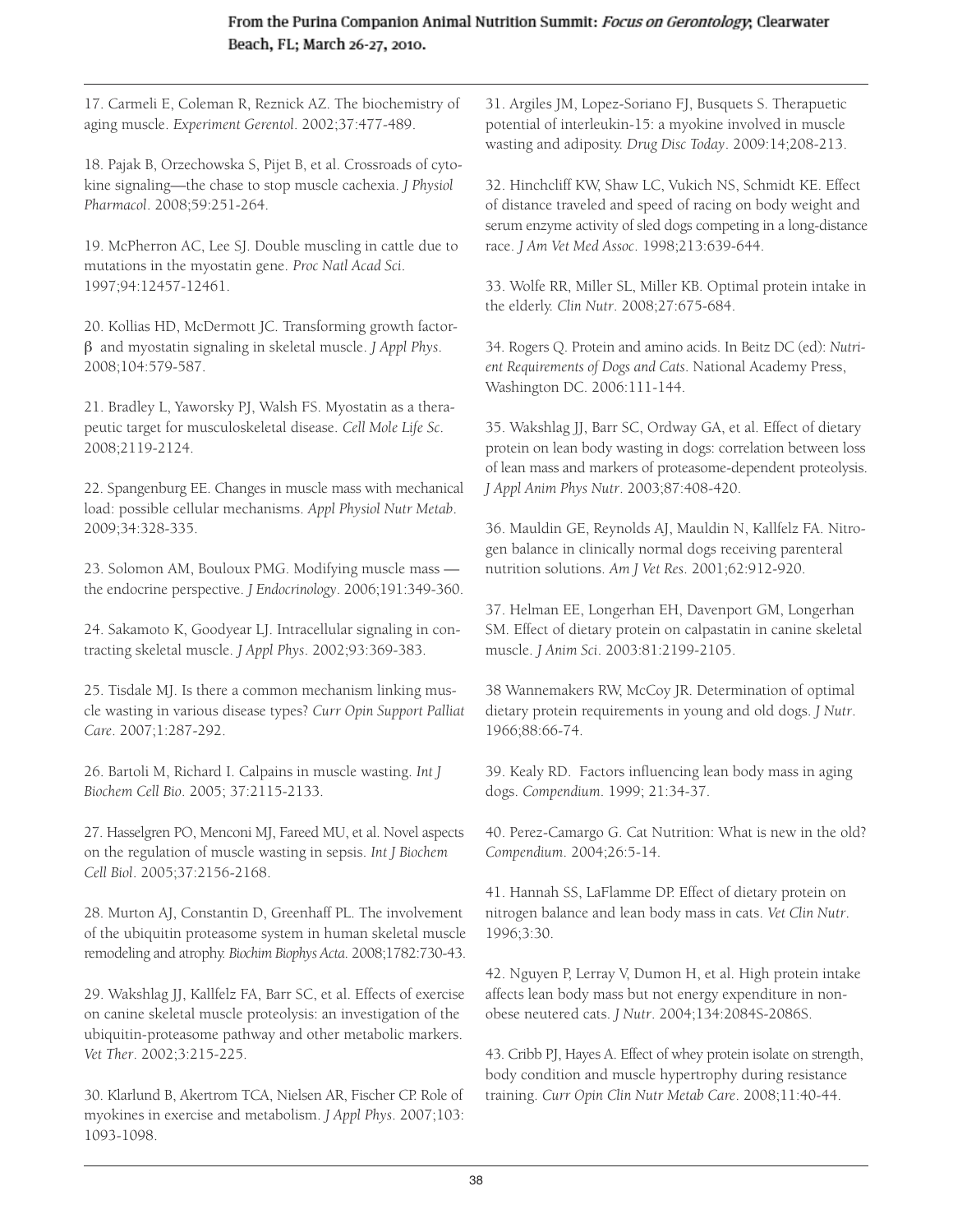17. Carmeli E, Coleman R, Reznick AZ. The biochemistry of aging muscle. *Experiment Gerentol*. 2002;37:477-489.

18. Pajak B, Orzechowska S, Pijet B, et al. Crossroads of cytokine signaling—the chase to stop muscle cachexia. *J Physiol Pharmacol*. 2008;59:251-264.

19. McPherron AC, Lee SJ. Double muscling in cattle due to mutations in the myostatin gene. *Proc Natl Acad Sci*. 1997;94:12457-12461.

20. Kollias HD, McDermott JC. Transforming growth factor-β and myostatin signaling in skeletal muscle. *J Appl Phys*. 2008;104:579-587.

21. Bradley L, Yaworsky PJ, Walsh FS. Myostatin as a therapeutic target for musculoskeletal disease. *Cell Mole Life Sc*. 2008;2119-2124.

22. Spangenburg EE. Changes in muscle mass with mechanical load: possible cellular mechanisms. *Appl Physiol Nutr Metab*. 2009;34:328-335.

23. Solomon AM, Bouloux PMG. Modifying muscle mass — the endocrine perspective. *J Endocrinology*. 2006;191:349-360.

24. Sakamoto K, Goodyear LJ. Intracellular signaling in contracting skeletal muscle. *J Appl Phys*. 2002;93:369-383.

25. Tisdale MJ. Is there a common mechanism linking muscle wasting in various disease types? *Curr Opin Support Palliat Care*. 2007;1:287-292.

26. Bartoli M, Richard I. Calpains in muscle wasting. *Int J Biochem Cell Bio*. 2005; 37:2115-2133.

27. Hasselgren PO, Menconi MJ, Fareed MU, et al. Novel aspects on the regulation of muscle wasting in sepsis. *Int J Biochem Cell Biol*. 2005;37:2156-2168.

28. Murton AJ, Constantin D, Greenhaff PL. The involvement of the ubiquitin proteasome system in human skeletal muscle remodeling and atrophy. *Biochim Biophys Acta*. 2008;1782:730-43.

29. Wakshlag JJ, Kallfelz FA, Barr SC, et al. Effects of exercise on canine skeletal muscle proteolysis: an investigation of the ubiquitin-proteasome pathway and other metabolic markers. *Vet Ther*. 2002;3:215-225.

30. Klarlund B, Akertrom TCA, Nielsen AR, Fischer CP. Role of myokines in exercise and metabolism. *J Appl Phys*. 2007;103: 1093-1098.

31. Argiles JM, Lopez-Soriano FJ, Busquets S. Therapuetic potential of interleukin-15: a myokine involved in muscle wasting and adiposity. *Drug Disc Today*. 2009:14;208-213.

32. Hinchcliff KW, Shaw LC, Vukich NS, Schmidt KE. Effect of distance traveled and speed of racing on body weight and serum enzyme activity of sled dogs competing in a long-distance race. *J Am Vet Med Assoc*. 1998;213:639-644.

33. Wolfe RR, Miller SL, Miller KB. Optimal protein intake in the elderly. *Clin Nutr*. 2008;27:675-684.

34. Rogers Q. Protein and amino acids. In Beitz DC (ed): *Nutrient Requirements of Dogs and Cats*. National Academy Press, Washington DC. 2006:111-144.

35. Wakshlag JJ, Barr SC, Ordway GA, et al. Effect of dietary protein on lean body wasting in dogs: correlation between loss of lean mass and markers of proteasome-dependent proteolysis. *J Appl Anim Phys Nutr*. 2003;87:408-420.

36. Mauldin GE, Reynolds AJ, Mauldin N, Kallfelz FA. Nitrogen balance in clinically normal dogs receiving parenteral nutrition solutions. *Am J Vet Res*. 2001;62:912-920.

37. Helman EE, Longerhan EH, Davenport GM, Longerhan SM. Effect of dietary protein on calpastatin in canine skeletal muscle. *J Anim Sci*. 2003:81:2199-2105.

38 Wannemakers RW, McCoy JR. Determination of optimal dietary protein requirements in young and old dogs. *J Nutr*. 1966;88:66-74.

39. Kealy RD. Factors influencing lean body mass in aging dogs. *Compendium*. 1999; 21:34-37.

40. Perez-Camargo G. Cat Nutrition: What is new in the old? *Compendium*. 2004;26:5-14.

41. Hannah SS, LaFlamme DP. Effect of dietary protein on nitrogen balance and lean body mass in cats. *Vet Clin Nutr*. 1996;3:30.

42. Nguyen P, Lerray V, Dumon H, et al. High protein intake affects lean body mass but not energy expenditure in nonobese neutered cats. *J Nutr*. 2004;134:2084S-2086S.

43. Cribb PJ, Hayes A. Effect of whey protein isolate on strength, body condition and muscle hypertrophy during resistance training. *Curr Opin Clin Nutr Metab Care*. 2008;11:40-44.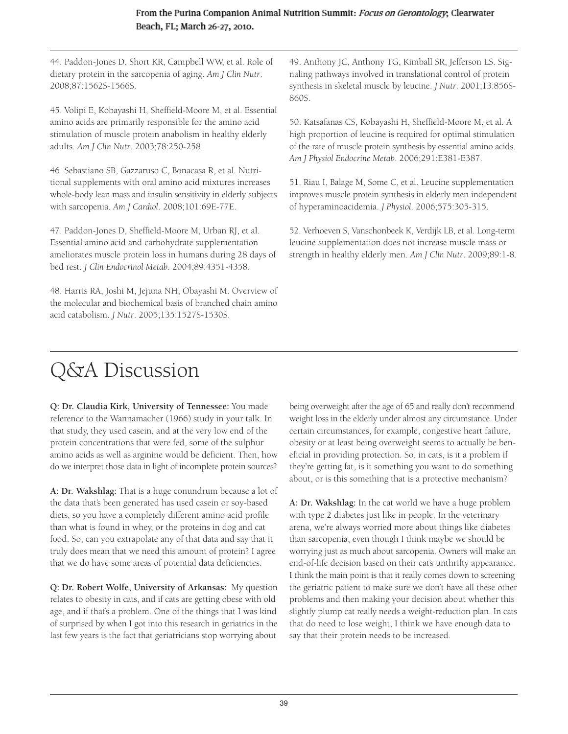44. Paddon-Jones D, Short KR, Campbell WW, et al. Role of dietary protein in the sarcopenia of aging. *Am J Clin Nutr*. 2008;87:1562S-1566S.

45. Volipi E, Kobayashi H, Sheffield-Moore M, et al. Essential amino acids are primarily responsible for the amino acid stimulation of muscle protein anabolism in healthy elderly adults. *Am J Clin Nutr*. 2003;78:250-258.

46. Sebastiano SB, Gazzaruso C, Bonacasa R, et al. Nutritional supplements with oral amino acid mixtures increases whole-body lean mass and insulin sensitivity in elderly subjects with sarcopenia. *Am J Cardiol*. 2008;101:69E-77E.

47. Paddon-Jones D, Sheffield-Moore M, Urban RJ, et al. Essential amino acid and carbohydrate supplementation ameliorates muscle protein loss in humans during 28 days of bed rest. *J Clin Endocrinol Metab*. 2004;89:4351-4358.

48. Harris RA, Joshi M, Jejuna NH, Obayashi M. Overview of the molecular and biochemical basis of branched chain amino acid catabolism. *J Nutr*. 2005;135:1527S-1530S.

49. Anthony JC, Anthony TG, Kimball SR, Jefferson LS. Signaling pathways involved in translational control of protein synthesis in skeletal muscle by leucine. *J Nutr*. 2001;13:856S-860S.

50. Katsafanas CS, Kobayashi H, Sheffield-Moore M, et al. A high proportion of leucine is required for optimal stimulation of the rate of muscle protein synthesis by essential amino acids. *Am J Physiol Endocrine Metab*. 2006;291:E381-E387.

51. Riau I, Balage M, Some C, et al. Leucine supplementation improves muscle protein synthesis in elderly men independent of hyperaminoacidemia. *J Physiol*. 2006;575:305-315.

52. Verhoeven S, Vanschonbeek K, Verdijk LB, et al. Long-term leucine supplementation does not increase muscle mass or strength in healthy elderly men. *Am J Clin Nutr*. 2009;89:1-8.

# Q&A Discussion

**Q: Dr. Claudia Kirk, University of Tennessee:** You made reference to the Wannamacher (1966) study in your talk. In that study, they used casein, and at the very low end of the protein concentrations that were fed, some of the sulphur amino acids as well as arginine would be deficient. Then, how do we interpret those data in light of incomplete protein sources?

**A: Dr. Wakshlag:** That is a huge conundrum because a lot of the data that's been generated has used casein or soy-based diets, so you have a completely different amino acid profile than what is found in whey, or the proteins in dog and cat food. So, can you extrapolate any of that data and say that it truly does mean that we need this amount of protein? I agree that we do have some areas of potential data deficiencies.

**Q: Dr. Robert Wolfe, University of Arkansas:** My question relates to obesity in cats, and if cats are getting obese with old age, and if that's a problem. One of the things that I was kind of surprised by when I got into this research in geriatrics in the last few years is the fact that geriatricians stop worrying about being overweight after the age of 65 and really don't recommend weight loss in the elderly under almost any circumstance. Under certain circumstances, for example, congestive heart failure, obesity or at least being overweight seems to actually be beneficial in providing protection. So, in cats, is it a problem if they're getting fat, is it something you want to do something about, or is this something that is a protective mechanism?

**A: Dr. Wakshlag:** In the cat world we have a huge problem with type 2 diabetes just like in people. In the veterinary arena, we're always worried more about things like diabetes than sarcopenia, even though I think maybe we should be worrying just as much about sarcopenia. Owners will make an end-of-life decision based on their cat's unthrifty appearance. I think the main point is that it really comes down to screening the geriatric patient to make sure we don't have all these other problems and then making your decision about whether this slightly plump cat really needs a weight-reduction plan. In cats that do need to lose weight, I think we have enough data to say that their protein needs to be increased.